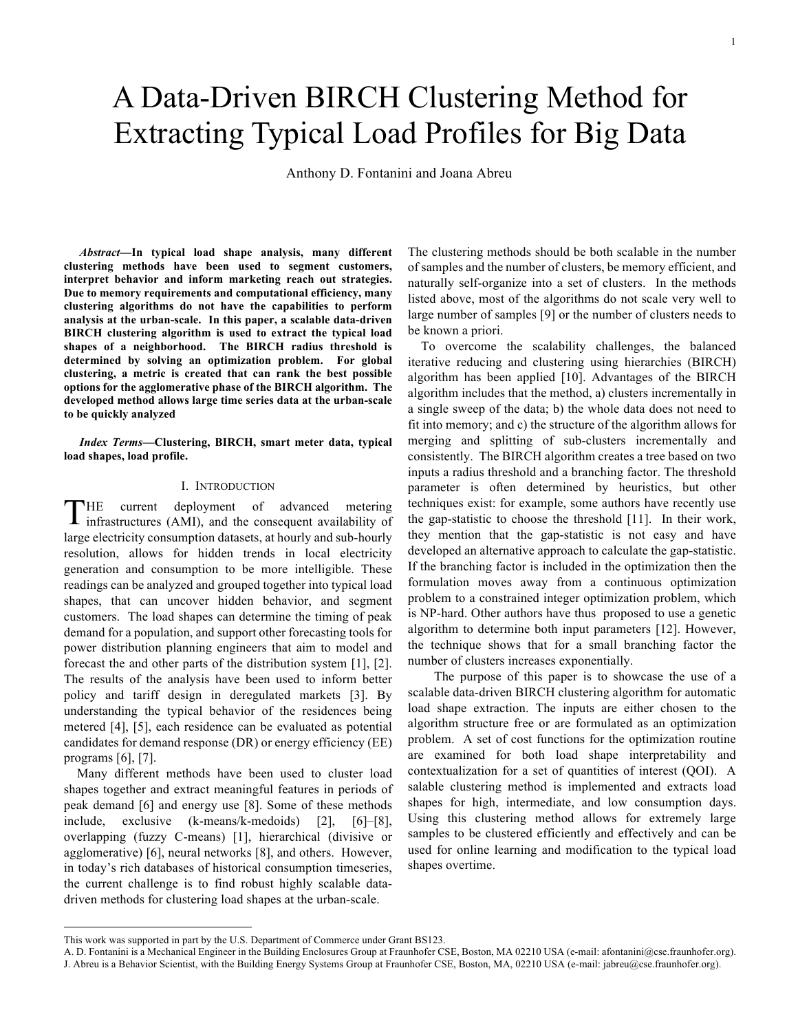# A Data-Driven BIRCH Clustering Method for Extracting Typical Load Profiles for Big Data

Anthony D. Fontanini and Joana Abreu

***Abstract*—In typical load shape analysis, many different clustering methods have been used to segment customers, interpret behavior and inform marketing reach out strategies. Due to memory requirements and computational efficiency, many clustering algorithms do not have the capabilities to perform analysis at the urban-scale. In this paper, a scalable data-driven BIRCH clustering algorithm is used to extract the typical load shapes of a neighborhood. The BIRCH radius threshold is determined by solving an optimization problem. For global clustering, a metric is created that can rank the best possible options for the agglomerative phase of the BIRCH algorithm. The developed method allows large time series data at the urban-scale to be quickly analyzed**

***Index Terms*—Clustering, BIRCH, smart meter data, typical load shapes, load profile.**

## I. Introduction

THE current deployment of advanced metering infrastructures (AMI), and the consequent availability of large electricity consumption datasets, at hourly and sub-hourly resolution, allows for hidden trends in local electricity generation and consumption to be more intelligible. These readings can be analyzed and grouped together into typical load shapes, that can uncover hidden behavior, and segment customers. The load shapes can determine the timing of peak demand for a population, and support other forecasting tools for power distribution planning engineers that aim to model and forecast the and other parts of the distribution system [1], [2]. The results of the analysis have been used to inform better policy and tariff design in deregulated markets [3]. By understanding the typical behavior of the residences being metered [4], [5], each residence can be evaluated as potential candidates for demand response (DR) or energy efficiency (EE) programs [6], [7].

Many different methods have been used to cluster load shapes together and extract meaningful features in periods of peak demand [6] and energy use [8]. Some of these methods include, exclusive (k-means/k-medoids) [2], [6]–[8], overlapping (fuzzy C-means) [1], hierarchical (divisive or agglomerative) [6], neural networks [8], and others. However, in today's rich databases of historical consumption timeseries, the current challenge is to find robust highly scalable data-driven methods for clustering load shapes at the urban-scale. The clustering methods should be both scalable in the number of samples and the number of clusters, be memory efficient, and naturally self-organize into a set of clusters. In the methods listed above, most of the algorithms do not scale very well to large number of samples [9] or the number of clusters needs to be known a priori.

To overcome the scalability challenges, the balanced iterative reducing and clustering using hierarchies (BIRCH) algorithm has been applied [10]. Advantages of the BIRCH algorithm includes that the method, a) clusters incrementally in a single sweep of the data; b) the whole data does not need to fit into memory; and c) the structure of the algorithm allows for merging and splitting of sub-clusters incrementally and consistently. The BIRCH algorithm creates a tree based on two inputs a radius threshold and a branching factor. The threshold parameter is often determined by heuristics, but other techniques exist: for example, some authors have recently use the gap-statistic to choose the threshold [11]. In their work, they mention that the gap-statistic is not easy and have developed an alternative approach to calculate the gap-statistic. If the branching factor is included in the optimization then the formulation moves away from a continuous optimization problem to a constrained integer optimization problem, which is NP-hard. Other authors have thus proposed to use a genetic algorithm to determine both input parameters [12]. However, the technique shows that for a small branching factor the number of clusters increases exponentially.

The purpose of this paper is to showcase the use of a scalable data-driven BIRCH clustering algorithm for automatic load shape extraction. The inputs are either chosen to the algorithm structure free or are formulated as an optimization problem. A set of cost functions for the optimization routine are examined for both load shape interpretability and contextualization for a set of quantities of interest (QOI). A salable clustering method is implemented and extracts load shapes for high, intermediate, and low consumption days. Using this clustering method allows for extremely large samples to be clustered efficiently and effectively and can be used for online learning and modification to the typical load shapes overtime.

---

This work was supported in part by the U.S. Department of Commerce under Grant BS123.

A. D. Fontanini is a Mechanical Engineer in the Building Enclosures Group at Fraunhofer CSE, Boston, MA 02210 USA (e-mail: afontanini@cse.fraunhofer.org).

J. Abreu is a Behavior Scientist, with the Building Energy Systems Group at Fraunhofer CSE, Boston, MA, 02210 USA (e-mail: jabreu@cse.fraunhofer.org).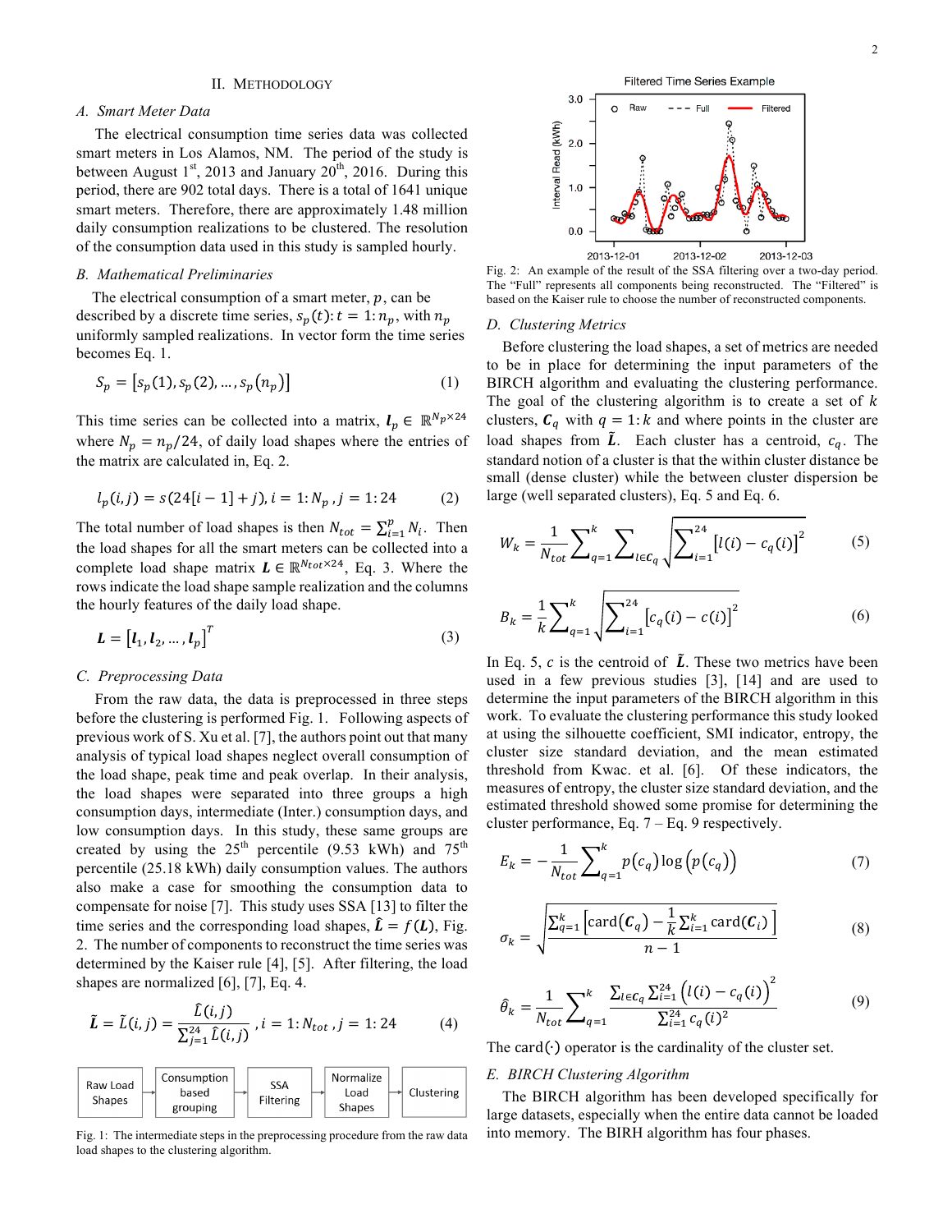## II. METHODOLOGY

### A. Smart Meter Data

The electrical consumption time series data was collected smart meters in Los Alamos, NM. The period of the study is between August 1st, 2013 and January 20th, 2016. During this period, there are 902 total days. There is a total of 1641 unique smart meters. Therefore, there are approximately 1.48 million daily consumption realizations to be clustered. The resolution of the consumption data used in this study is sampled hourly.

### B. Mathematical Preliminaries

The electrical consumption of a smart meter, $p$, can be described by a discrete time series, $s_p(t): t = 1: n_p$, with $n_p$ uniformly sampled realizations. In vector form the time series becomes Eq. 1.

$$S_p = \left[s_p(1), s_p(2), \ldots, s_p(n_p)\right] \tag{1}$$

This time series can be collected into a matrix, $\boldsymbol{l}_p \in \mathbb{R}^{N_p \times 24}$ where $N_p = n_p/24$, of daily load shapes where the entries of the matrix are calculated in, Eq. 2.

$$l_p(i,j) = s(24[i-1]+j), i = 1: N_p, j = 1: 24 \tag{2}$$

The total number of load shapes is then $N_{tot} = \sum_{i=1}^{p} N_i$. Then the load shapes for all the smart meters can be collected into a complete load shape matrix $\boldsymbol{L} \in \mathbb{R}^{N_{tot} \times 24}$, Eq. 3. Where the rows indicate the load shape sample realization and the columns the hourly features of the daily load shape.

$$\boldsymbol{L} = \left[\boldsymbol{l}_1, \boldsymbol{l}_2, \ldots, \boldsymbol{l}_p\right]^T \tag{3}$$

### C. Preprocessing Data

From the raw data, the data is preprocessed in three steps before the clustering is performed Fig. 1. Following aspects of previous work of S. Xu et al. [7], the authors point out that many analysis of typical load shapes neglect overall consumption of the load shape, peak time and peak overlap. In their analysis, the load shapes were separated into three groups a high consumption days, intermediate (Inter.) consumption days, and low consumption days. In this study, these same groups are created by using the 25th percentile (9.53 kWh) and 75th percentile (25.18 kWh) daily consumption values. The authors also make a case for smoothing the consumption data to compensate for noise [7]. This study uses SSA [13] to filter the time series and the corresponding load shapes, $\hat{\boldsymbol{L}} = f(\boldsymbol{L})$, Fig. 2. The number of components to reconstruct the time series was determined by the Kaiser rule [4], [5]. After filtering, the load shapes are normalized [6], [7], Eq. 4.

$$\tilde{\boldsymbol{L}} = \tilde{L}(i,j) = \frac{\hat{L}(i,j)}{\sum_{j=1}^{24} \hat{L}(i,j)}, i = 1: N_{tot}, j = 1: 24 \tag{4}$$

Raw Load Shapes → Consumption based grouping → SSA Filtering → Normalize Load Shapes → Clustering

Fig. 1: The intermediate steps in the preprocessing procedure from the raw data load shapes to the clustering algorithm.

Fig. 2: An example of the result of the SSA filtering over a two-day period. The "Full" represents all components being reconstructed. The "Filtered" is based on the Kaiser rule to choose the number of reconstructed components.

### D. Clustering Metrics

Before clustering the load shapes, a set of metrics are needed to be in place for determining the input parameters of the BIRCH algorithm and evaluating the clustering performance. The goal of the clustering algorithm is to create a set of $k$ clusters, $\boldsymbol{C}_q$ with $q = 1: k$ and where points in the cluster are load shapes from $\tilde{\boldsymbol{L}}$. Each cluster has a centroid, $c_q$. The standard notion of a cluster is that the within cluster distance be small (dense cluster) while the between cluster dispersion be large (well separated clusters), Eq. 5 and Eq. 6.

$$W_k = \frac{1}{N_{tot}} \sum_{q=1}^{k} \sum_{l \in \boldsymbol{C}_q} \sqrt{\sum_{i=1}^{24} \left[l(i) - c_q(i)\right]^2} \tag{5}$$

$$B_k = \frac{1}{k} \sum_{q=1}^{k} \sqrt{\sum_{i=1}^{24} \left[c_q(i) - c(i)\right]^2} \tag{6}$$

In Eq. 5, $c$ is the centroid of $\tilde{\boldsymbol{L}}$. These two metrics have been used in a few previous studies [3], [14] and are used to determine the input parameters of the BIRCH algorithm in this work. To evaluate the clustering performance this study looked at using the silhouette coefficient, SMI indicator, entropy, the cluster size standard deviation, and the mean estimated threshold from Kwac. et al. [6]. Of these indicators, the measures of entropy, the cluster size standard deviation, and the estimated threshold showed some promise for determining the cluster performance, Eq. 7 – Eq. 9 respectively.

$$E_k = -\frac{1}{N_{tot}} \sum_{q=1}^{k} p(c_q) \log\left(p(c_q)\right) \tag{7}$$

$$\sigma_k = \sqrt{\frac{\sum_{q=1}^{k}\left[\operatorname{card}(\boldsymbol{C}_q) - \frac{1}{k}\sum_{i=1}^{k} \operatorname{card}(\boldsymbol{C}_i)\right]}{n-1}} \tag{8}$$

$$\hat{\theta}_k = \frac{1}{N_{tot}} \sum_{q=1}^{k} \frac{\sum_{l \in \boldsymbol{C}_q} \sum_{i=1}^{24} \left(l(i) - c_q(i)\right)^2}{\sum_{i=1}^{24} c_q(i)^2} \tag{9}$$

The $\operatorname{card}(\cdot)$ operator is the cardinality of the cluster set.

### E. BIRCH Clustering Algorithm

The BIRCH algorithm has been developed specifically for large datasets, especially when the entire data cannot be loaded into memory. The BIRH algorithm has four phases.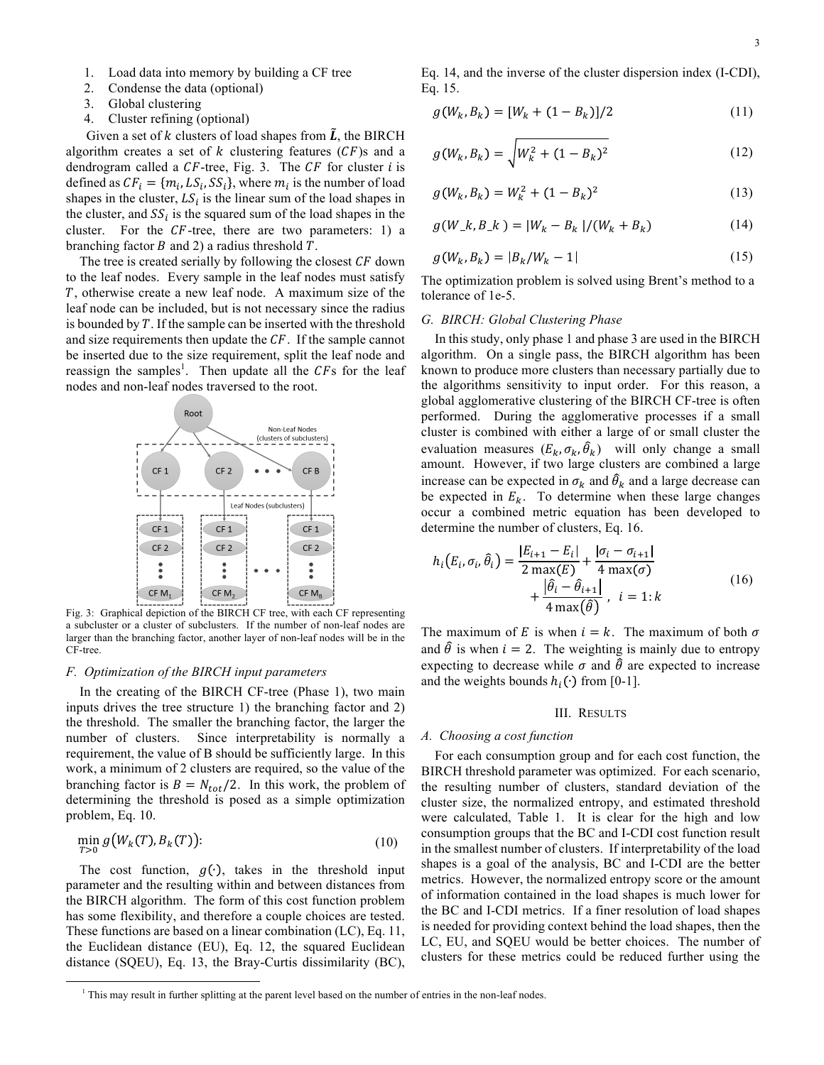1. Load data into memory by building a CF tree
2. Condense the data (optional)
3. Global clustering
4. Cluster refining (optional)

Given a set of $k$ clusters of load shapes from $\tilde{\boldsymbol{L}}$, the BIRCH algorithm creates a set of $k$ clustering features ($CF$)s and a dendrogram called a $CF$-tree, Fig. 3. The $CF$ for cluster $i$ is defined as $CF_i = \{m_i, LS_i, SS_i\}$, where $m_i$ is the number of load shapes in the cluster, $LS_i$ is the linear sum of the load shapes in the cluster, and $SS_i$ is the squared sum of the load shapes in the cluster. For the $CF$-tree, there are two parameters: 1) a branching factor $B$ and 2) a radius threshold $T$.

The tree is created serially by following the closest $CF$ down to the leaf nodes. Every sample in the leaf nodes must satisfy $T$, otherwise create a new leaf node. A maximum size of the leaf node can be included, but is not necessary since the radius is bounded by $T$. If the sample can be inserted with the threshold and size requirements then update the $CF$. If the sample cannot be inserted due to the size requirement, split the leaf node and reassign the samples[1]. Then update all the $CF$s for the leaf nodes and non-leaf nodes traversed to the root.

Fig. 3: Graphical depiction of the BIRCH CF tree, with each CF representing a subcluster or a cluster of subclusters. If the number of non-leaf nodes are larger than the branching factor, another layer of non-leaf nodes will be in the CF-tree.

### F. Optimization of the BIRCH input parameters

In the creating of the BIRCH CF-tree (Phase 1), two main inputs drives the tree structure 1) the branching factor and 2) the threshold. The smaller the branching factor, the larger the number of clusters. Since interpretability is normally a requirement, the value of B should be sufficiently large. In this work, a minimum of 2 clusters are required, so the value of the branching factor is $B = N_{tot}/2$. In this work, the problem of determining the threshold is posed as a simple optimization problem, Eq. 10.

$$\min_{T>0} g\big(W_k(T), B_k(T)\big): \tag{10}$$

The cost function, $g(\cdot)$, takes in the threshold input parameter and the resulting within and between distances from the BIRCH algorithm. The form of this cost function problem has some flexibility, and therefore a couple choices are tested. These functions are based on a linear combination (LC), Eq. 11, the Euclidean distance (EU), Eq. 12, the squared Euclidean distance (SQEU), Eq. 13, the Bray-Curtis dissimilarity (BC), Eq. 14, and the inverse of the cluster dispersion index (I-CDI), Eq. 15.

$$g(W_k, B_k) = [W_k + (1 - B_k)]/2 \tag{11}$$

$$g(W_k, B_k) = \sqrt{W_k^2 + (1 - B_k)^2} \tag{12}$$

$$g(W_k, B_k) = W_k^2 + (1 - B_k)^2 \tag{13}$$

$$g(W\_k, B\_k) = |W_k - B_k|/(W_k + B_k) \tag{14}$$

$$g(W_k, B_k) = |B_k/W_k - 1| \tag{15}$$

The optimization problem is solved using Brent's method to a tolerance of 1e-5.

### G. BIRCH: Global Clustering Phase

In this study, only phase 1 and phase 3 are used in the BIRCH algorithm. On a single pass, the BIRCH algorithm has been known to produce more clusters than necessary partially due to the algorithms sensitivity to input order. For this reason, a global agglomerative clustering of the BIRCH CF-tree is often performed. During the agglomerative processes if a small cluster is combined with either a large of or small cluster the evaluation measures $(E_k, \sigma_k, \hat{\theta}_k)$ will only change a small amount. However, if two large clusters are combined a large increase can be expected in $\sigma_k$ and $\hat{\theta}_k$ and a large decrease can be expected in $E_k$. To determine when these large changes occur a combined metric equation has been developed to determine the number of clusters, Eq. 16.

$$h_i\big(E_i, \sigma_i, \hat{\theta}_i\big) = \frac{|E_{i+1} - E_i|}{2\max(E)} + \frac{|\sigma_i - \sigma_{i+1}|}{4\max(\sigma)} + \frac{|\hat{\theta}_i - \hat{\theta}_{i+1}|}{4\max(\hat{\theta})}, \quad i = 1{:}k \tag{16}$$

The maximum of $E$ is when $i = k$. The maximum of both $\sigma$ and $\hat{\theta}$ is when $i = 2$. The weighting is mainly due to entropy expecting to decrease while $\sigma$ and $\hat{\theta}$ are expected to increase and the weights bounds $h_i(\cdot)$ from [0-1].

## III. Results

### A. Choosing a cost function

For each consumption group and for each cost function, the BIRCH threshold parameter was optimized. For each scenario, the resulting number of clusters, standard deviation of the cluster size, the normalized entropy, and estimated threshold were calculated, Table 1. It is clear for the high and low consumption groups that the BC and I-CDI cost function result in the smallest number of clusters. If interpretability of the load shapes is a goal of the analysis, BC and I-CDI are the better metrics. However, the normalized entropy score or the amount of information contained in the load shapes is much lower for the BC and I-CDI metrics. If a finer resolution of load shapes is needed for providing context behind the load shapes, then the LC, EU, and SQEU would be better choices. The number of clusters for these metrics could be reduced further using the

[1] This may result in further splitting at the parent level based on the number of entries in the non-leaf nodes.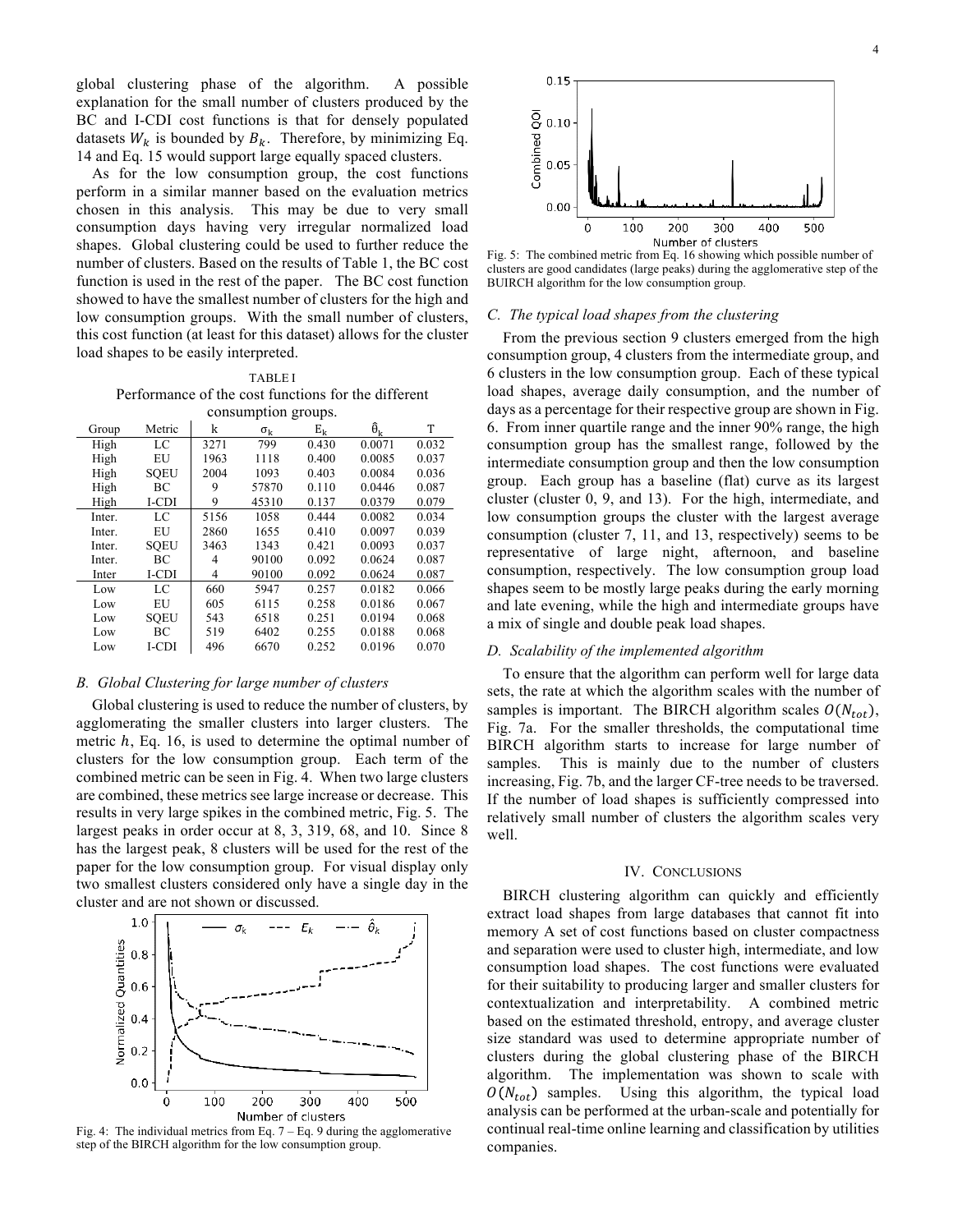global clustering phase of the algorithm. A possible explanation for the small number of clusters produced by the BC and I-CDI cost functions is that for densely populated datasets $W_k$ is bounded by $B_k$. Therefore, by minimizing Eq. 14 and Eq. 15 would support large equally spaced clusters.

As for the low consumption group, the cost functions perform in a similar manner based on the evaluation metrics chosen in this analysis. This may be due to very small consumption days having very irregular normalized load shapes. Global clustering could be used to further reduce the number of clusters. Based on the results of Table 1, the BC cost function is used in the rest of the paper. The BC cost function showed to have the smallest number of clusters for the high and low consumption groups. With the small number of clusters, this cost function (at least for this dataset) allows for the cluster load shapes to be easily interpreted.

TABLE I
Performance of the cost functions for the different consumption groups.

| Group | Metric | k | $\sigma_k$ | $E_k$ | $\hat{\theta}_k$ | T |
|---|---|---|---|---|---|---|
| High | LC | 3271 | 799 | 0.430 | 0.0071 | 0.032 |
| High | EU | 1963 | 1118 | 0.400 | 0.0085 | 0.037 |
| High | SQEU | 2004 | 1093 | 0.403 | 0.0084 | 0.036 |
| High | BC | 9 | 57870 | 0.110 | 0.0446 | 0.087 |
| High | I-CDI | 9 | 45310 | 0.137 | 0.0379 | 0.079 |
| Inter. | LC | 5156 | 1058 | 0.444 | 0.0082 | 0.034 |
| Inter. | EU | 2860 | 1655 | 0.410 | 0.0097 | 0.039 |
| Inter. | SQEU | 3463 | 1343 | 0.421 | 0.0093 | 0.037 |
| Inter. | BC | 4 | 90100 | 0.092 | 0.0624 | 0.087 |
| Inter | I-CDI | 4 | 90100 | 0.092 | 0.0624 | 0.087 |
| Low | LC | 660 | 5947 | 0.257 | 0.0182 | 0.066 |
| Low | EU | 605 | 6115 | 0.258 | 0.0186 | 0.067 |
| Low | SQEU | 543 | 6518 | 0.251 | 0.0194 | 0.068 |
| Low | BC | 519 | 6402 | 0.255 | 0.0188 | 0.068 |
| Low | I-CDI | 496 | 6670 | 0.252 | 0.0196 | 0.070 |

### B. Global Clustering for large number of clusters

Global clustering is used to reduce the number of clusters, by agglomerating the smaller clusters into larger clusters. The metric $h$, Eq. 16, is used to determine the optimal number of clusters for the low consumption group. Each term of the combined metric can be seen in Fig. 4. When two large clusters are combined, these metrics see large increase or decrease. This results in very large spikes in the combined metric, Fig. 5. The largest peaks in order occur at 8, 3, 319, 68, and 10. Since 8 has the largest peak, 8 clusters will be used for the rest of the paper for the low consumption group. For visual display only two smallest clusters considered only have a single day in the cluster and are not shown or discussed.

Fig. 4: The individual metrics from Eq. 7 – Eq. 9 during the agglomerative step of the BIRCH algorithm for the low consumption group.

Fig. 5: The combined metric from Eq. 16 showing which possible number of clusters are good candidates (large peaks) during the agglomerative step of the BUIRCH algorithm for the low consumption group.

### C. The typical load shapes from the clustering

From the previous section 9 clusters emerged from the high consumption group, 4 clusters from the intermediate group, and 6 clusters in the low consumption group. Each of these typical load shapes, average daily consumption, and the number of days as a percentage for their respective group are shown in Fig. 6. From inner quartile range and the inner 90% range, the high consumption group has the smallest range, followed by the intermediate consumption group and then the low consumption group. Each group has a baseline (flat) curve as its largest cluster (cluster 0, 9, and 13). For the high, intermediate, and low consumption groups the cluster with the largest average consumption (cluster 7, 11, and 13, respectively) seems to be representative of large night, afternoon, and baseline consumption, respectively. The low consumption group load shapes seem to be mostly large peaks during the early morning and late evening, while the high and intermediate groups have a mix of single and double peak load shapes.

### D. Scalability of the implemented algorithm

To ensure that the algorithm can perform well for large data sets, the rate at which the algorithm scales with the number of samples is important. The BIRCH algorithm scales $O(N_{tot})$, Fig. 7a. For the smaller thresholds, the computational time BIRCH algorithm starts to increase for large number of samples. This is mainly due to the number of clusters increasing, Fig. 7b, and the larger CF-tree needs to be traversed. If the number of load shapes is sufficiently compressed into relatively small number of clusters the algorithm scales very well.

## IV. Conclusions

BIRCH clustering algorithm can quickly and efficiently extract load shapes from large databases that cannot fit into memory A set of cost functions based on cluster compactness and separation were used to cluster high, intermediate, and low consumption load shapes. The cost functions were evaluated for their suitability to producing larger and smaller clusters for contextualization and interpretability. A combined metric based on the estimated threshold, entropy, and average cluster size standard was used to determine appropriate number of clusters during the global clustering phase of the BIRCH algorithm. The implementation was shown to scale with $O(N_{tot})$ samples. Using this algorithm, the typical load analysis can be performed at the urban-scale and potentially for continual real-time online learning and classification by utilities companies.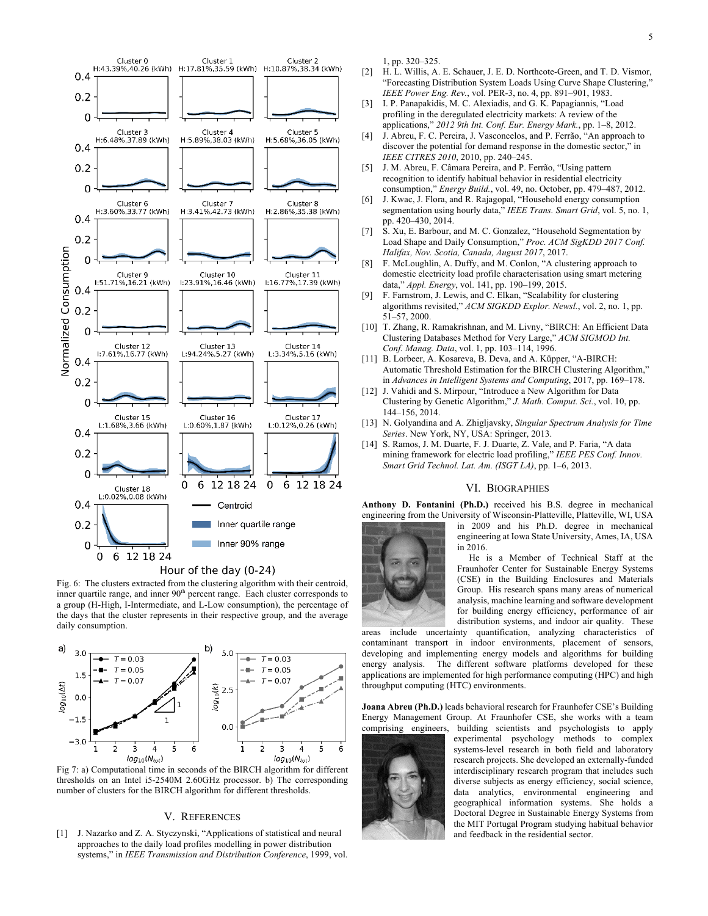Cluster 0
H:43.39%,40.26 (kWh)

Cluster 1
H:17.81%,35.59 (kWh)

Cluster 2
H:10.87%,38.34 (kWh)

Cluster 3
H:6.48%,37.89 (kWh)

Cluster 4
H:5.89%,38.03 (kWh)

Cluster 5
H:5.68%,36.05 (kWh)

Cluster 6
H:3.60%,33.77 (kWh)

Cluster 7
H:3.41%,42.73 (kWh)

Cluster 8
H:2.86%,35.38 (kWh)

Cluster 9
I:51.71%,16.21 (kWh)

Cluster 10
I:23.91%,16.46 (kWh)

Cluster 11
I:16.77%,17.39 (kWh)

Cluster 12
I:7.61%,16.77 (kWh)

Cluster 13
L:94.24%,5.27 (kWh)

Cluster 14
L:3.34%,5.16 (kWh)

Cluster 15
L:1.68%,3.66 (kWh)

Cluster 16
L:0.60%,1.87 (kWh)

Cluster 17
L:0.12%,0.26 (kWh)

Cluster 18
L:0.02%,0.08 (kWh)

Normalized Consumption

0.4
0.2
0

0 6 12 18 24

Centroid
Inner quartile range
Inner 90% range

Hour of the day (0-24)

Fig. 6: The clusters extracted from the clustering algorithm with their centroid, inner quartile range, and inner 90th percent range. Each cluster corresponds to a group (H-High, I-Intermediate, and L-Low consumption), the percentage of the days that the cluster represents in their respective group, and the average daily consumption.

a)

$T = 0.03$
$T = 0.05$
$T = 0.07$

$log_{10}(\Delta t)$

3.0
1.5
0.0
−1.5
−3.0

1
1

$log_{10}(N_{tot})$

1 2 3 4 5 6

b)

$T = 0.03$
$T = 0.05$
$T = 0.07$

$log_{10}(k)$

5.0
2.5
0.0

$log_{10}(N_{tot})$

1 2 3 4 5 6

Fig 7: a) Computational time in seconds of the BIRCH algorithm for different thresholds on an Intel i5-2540M 2.60GHz processor. b) The corresponding number of clusters for the BIRCH algorithm for different thresholds.

## V. References

[1] J. Nazarko and Z. A. Styczynski, "Applications of statistical and neural approaches to the daily load profiles modelling in power distribution systems," in *IEEE Transmission and Distribution Conference*, 1999, vol. 1, pp. 320–325.

[2] H. L. Willis, A. E. Schauer, J. E. D. Northcote-Green, and T. D. Vismor, "Forecasting Distribution System Loads Using Curve Shape Clustering," *IEEE Power Eng. Rev.*, vol. PER-3, no. 4, pp. 891–901, 1983.

[3] I. P. Panapakidis, M. C. Alexiadis, and G. K. Papagiannis, "Load profiling in the deregulated electricity markets: A review of the applications," *2012 9th Int. Conf. Eur. Energy Mark.*, pp. 1–8, 2012.

[4] J. Abreu, F. C. Pereira, J. Vasconcelos, and P. Ferrão, "An approach to discover the potential for demand response in the domestic sector," in *IEEE CITRES 2010*, 2010, pp. 240–245.

[5] J. M. Abreu, F. Câmara Pereira, and P. Ferrão, "Using pattern recognition to identify habitual behavior in residential electricity consumption," *Energy Build.*, vol. 49, no. October, pp. 479–487, 2012.

[6] J. Kwac, J. Flora, and R. Rajagopal, "Household energy consumption segmentation using hourly data," *IEEE Trans. Smart Grid*, vol. 5, no. 1, pp. 420–430, 2014.

[7] S. Xu, E. Barbour, and M. C. Gonzalez, "Household Segmentation by Load Shape and Daily Consumption," *Proc. ACM SigKDD 2017 Conf. Halifax, Nov. Scotia, Canada, August 2017*, 2017.

[8] F. McLoughlin, A. Duffy, and M. Conlon, "A clustering approach to domestic electricity load profile characterisation using smart metering data," *Appl. Energy*, vol. 141, pp. 190–199, 2015.

[9] F. Farnstrom, J. Lewis, and C. Elkan, "Scalability for clustering algorithms revisited," *ACM SIGKDD Explor. Newsl.*, vol. 2, no. 1, pp. 51–57, 2000.

[10] T. Zhang, R. Ramakrishnan, and M. Livny, "BIRCH: An Efficient Data Clustering Databases Method for Very Large," *ACM SIGMOD Int. Conf. Manag. Data*, vol. 1, pp. 103–114, 1996.

[11] B. Lorbeer, A. Kosareva, B. Deva, and A. Küpper, "A-BIRCH: Automatic Threshold Estimation for the BIRCH Clustering Algorithm," in *Advances in Intelligent Systems and Computing*, 2017, pp. 169–178.

[12] J. Vahidi and S. Mirpour, "Introduce a New Algorithm for Data Clustering by Genetic Algorithm," *J. Math. Comput. Sci.*, vol. 10, pp. 144–156, 2014.

[13] N. Golyandina and A. Zhigljavsky, *Singular Spectrum Analysis for Time Series*. New York, NY, USA: Springer, 2013.

[14] S. Ramos, J. M. Duarte, F. J. Duarte, Z. Vale, and P. Faria, "A data mining framework for electric load profiling," *IEEE PES Conf. Innov. Smart Grid Technol. Lat. Am. (ISGT LA)*, pp. 1–6, 2013.

## VI. Biographies

**Anthony D. Fontanini (Ph.D.)** received his B.S. degree in mechanical engineering from the University of Wisconsin-Platteville, Platteville, WI, USA in 2009 and his Ph.D. degree in mechanical engineering at Iowa State University, Ames, IA, USA in 2016.

He is a Member of Technical Staff at the Fraunhofer Center for Sustainable Energy Systems (CSE) in the Building Enclosures and Materials Group. His research spans many areas of numerical analysis, machine learning and software development for building energy efficiency, performance of air distribution systems, and indoor air quality. These areas include uncertainty quantification, analyzing characteristics of contaminant transport in indoor environments, placement of sensors, developing and implementing energy models and algorithms for building energy analysis. The different software platforms developed for these applications are implemented for high performance computing (HPC) and high throughput computing (HTC) environments.

**Joana Abreu (Ph.D.)** leads behavioral research for Fraunhofer CSE's Building Energy Management Group. At Fraunhofer CSE, she works with a team comprising engineers, building scientists and psychologists to apply experimental psychology methods to complex systems-level research in both field and laboratory research projects. She developed an externally-funded interdisciplinary research program that includes such diverse subjects as energy efficiency, social science, data analytics, environmental engineering and geographical information systems. She holds a Doctoral Degree in Sustainable Energy Systems from the MIT Portugal Program studying habitual behavior and feedback in the residential sector.